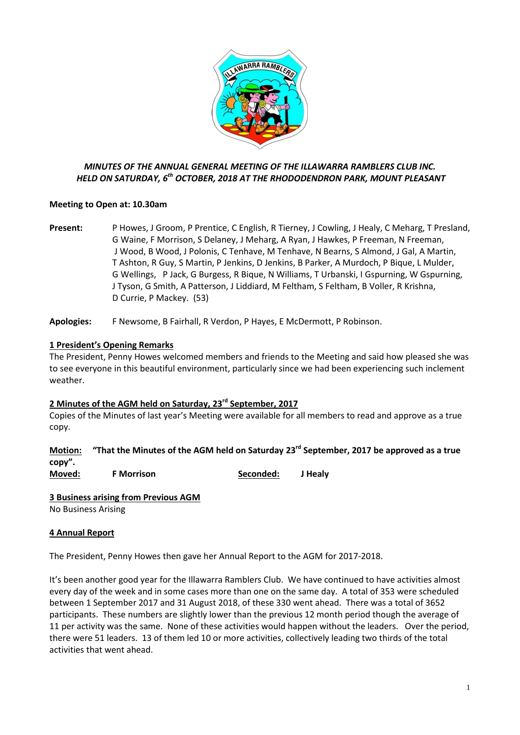*MINUTES OF THE ANNUAL GENERAL MEETING OF THE ILLAWARRA RAMBLERS CLUB INC.*
*HELD ON SATURDAY, 6th OCTOBER, 2018 AT THE RHODODENDRON PARK, MOUNT PLEASANT*

**Meeting to Open at: 10.30am**

**Present:** P Howes, J Groom, P Prentice, C English, R Tierney, J Cowling, J Healy, C Meharg, T Presland, G Waine, F Morrison, S Delaney, J Meharg, A Ryan, J Hawkes, P Freeman, N Freeman, J Wood, B Wood, J Polonis, C Tenhave, M Tenhave, N Bearns, S Almond, J Gal, A Martin, T Ashton, R Guy, S Martin, P Jenkins, D Jenkins, B Parker, A Murdoch, P Bique, L Mulder, G Wellings, P Jack, G Burgess, R Bique, N Williams, T Urbanski, I Gspurning, W Gspurning, J Tyson, G Smith, A Patterson, J Liddiard, M Feltham, S Feltham, B Voller, R Krishna, D Currie, P Mackey. (53)

**Apologies:** F Newsome, B Fairhall, R Verdon, P Hayes, E McDermott, P Robinson.

## 1 President's Opening Remarks

The President, Penny Howes welcomed members and friends to the Meeting and said how pleased she was to see everyone in this beautiful environment, particularly since we had been experiencing such inclement weather.

## 2 Minutes of the AGM held on Saturday, 23rd September, 2017

Copies of the Minutes of last year's Meeting were available for all members to read and approve as a true copy.

**Motion:** **"That the Minutes of the AGM held on Saturday 23rd September, 2017 be approved as a true copy".**
**Moved:** **F Morrison** **Seconded:** **J Healy**

## 3 Business arising from Previous AGM

No Business Arising

## 4 Annual Report

The President, Penny Howes then gave her Annual Report to the AGM for 2017-2018.

It's been another good year for the Illawarra Ramblers Club. We have continued to have activities almost every day of the week and in some cases more than one on the same day. A total of 353 were scheduled between 1 September 2017 and 31 August 2018, of these 330 went ahead. There was a total of 3652 participants. These numbers are slightly lower than the previous 12 month period though the average of 11 per activity was the same. None of these activities would happen without the leaders. Over the period, there were 51 leaders. 13 of them led 10 or more activities, collectively leading two thirds of the total activities that went ahead.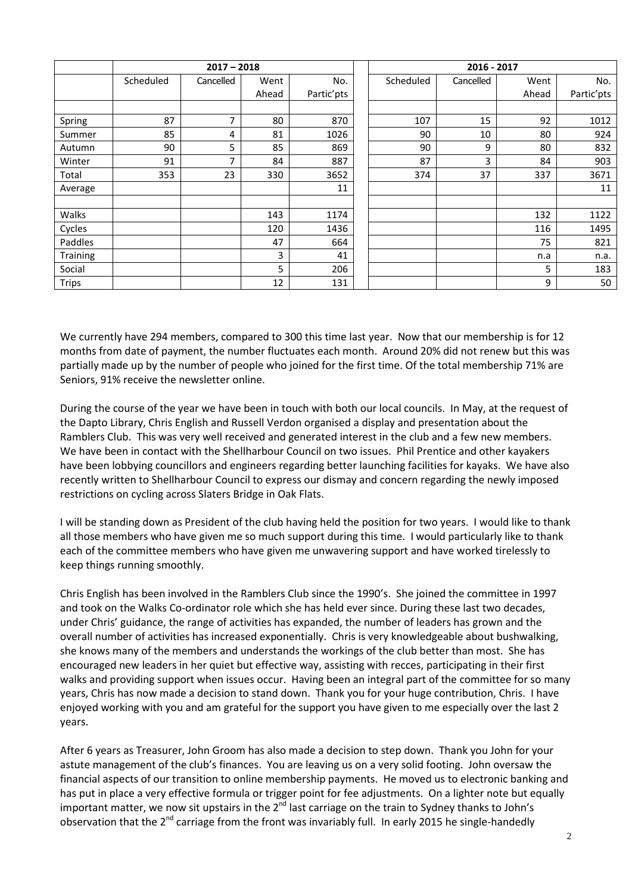| | 2017 – 2018 | | | | | 2016 - 2017 | | | |
|---|---|---|---|---|---|---|---|---|---|
| | Scheduled | Cancelled | Went Ahead | No. Partic'pts | | Scheduled | Cancelled | Went Ahead | No. Partic'pts |
| | | | | | | | | | |
| Spring | 87 | 7 | 80 | 870 | | 107 | 15 | 92 | 1012 |
| Summer | 85 | 4 | 81 | 1026 | | 90 | 10 | 80 | 924 |
| Autumn | 90 | 5 | 85 | 869 | | 90 | 9 | 80 | 832 |
| Winter | 91 | 7 | 84 | 887 | | 87 | 3 | 84 | 903 |
| Total | 353 | 23 | 330 | 3652 | | 374 | 37 | 337 | 3671 |
| Average | | | | 11 | | | | | 11 |
| | | | | | | | | | |
| Walks | | | 143 | 1174 | | | | 132 | 1122 |
| Cycles | | | 120 | 1436 | | | | 116 | 1495 |
| Paddles | | | 47 | 664 | | | | 75 | 821 |
| Training | | | 3 | 41 | | | | n.a | n.a. |
| Social | | | 5 | 206 | | | | 5 | 183 |
| Trips | | | 12 | 131 | | | | 9 | 50 |

We currently have 294 members, compared to 300 this time last year. Now that our membership is for 12 months from date of payment, the number fluctuates each month. Around 20% did not renew but this was partially made up by the number of people who joined for the first time. Of the total membership 71% are Seniors, 91% receive the newsletter online.

During the course of the year we have been in touch with both our local councils. In May, at the request of the Dapto Library, Chris English and Russell Verdon organised a display and presentation about the Ramblers Club. This was very well received and generated interest in the club and a few new members. We have been in contact with the Shellharbour Council on two issues. Phil Prentice and other kayakers have been lobbying councillors and engineers regarding better launching facilities for kayaks. We have also recently written to Shellharbour Council to express our dismay and concern regarding the newly imposed restrictions on cycling across Slaters Bridge in Oak Flats.

I will be standing down as President of the club having held the position for two years. I would like to thank all those members who have given me so much support during this time. I would particularly like to thank each of the committee members who have given me unwavering support and have worked tirelessly to keep things running smoothly.

Chris English has been involved in the Ramblers Club since the 1990's. She joined the committee in 1997 and took on the Walks Co-ordinator role which she has held ever since. During these last two decades, under Chris' guidance, the range of activities has expanded, the number of leaders has grown and the overall number of activities has increased exponentially. Chris is very knowledgeable about bushwalking, she knows many of the members and understands the workings of the club better than most. She has encouraged new leaders in her quiet but effective way, assisting with recces, participating in their first walks and providing support when issues occur. Having been an integral part of the committee for so many years, Chris has now made a decision to stand down. Thank you for your huge contribution, Chris. I have enjoyed working with you and am grateful for the support you have given to me especially over the last 2 years.

After 6 years as Treasurer, John Groom has also made a decision to step down. Thank you John for your astute management of the club's finances. You are leaving us on a very solid footing. John oversaw the financial aspects of our transition to online membership payments. He moved us to electronic banking and has put in place a very effective formula or trigger point for fee adjustments. On a lighter note but equally important matter, we now sit upstairs in the 2nd last carriage on the train to Sydney thanks to John's observation that the 2nd carriage from the front was invariably full. In early 2015 he single-handedly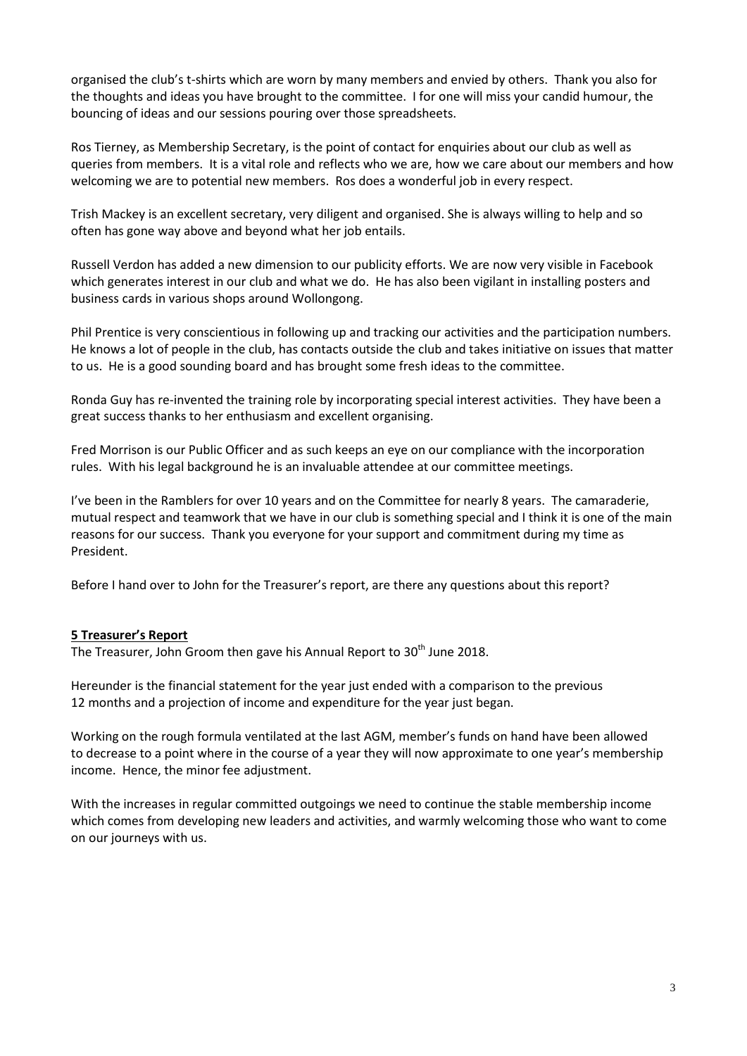organised the club's t-shirts which are worn by many members and envied by others. Thank you also for the thoughts and ideas you have brought to the committee. I for one will miss your candid humour, the bouncing of ideas and our sessions pouring over those spreadsheets.

Ros Tierney, as Membership Secretary, is the point of contact for enquiries about our club as well as queries from members. It is a vital role and reflects who we are, how we care about our members and how welcoming we are to potential new members. Ros does a wonderful job in every respect.

Trish Mackey is an excellent secretary, very diligent and organised. She is always willing to help and so often has gone way above and beyond what her job entails.

Russell Verdon has added a new dimension to our publicity efforts. We are now very visible in Facebook which generates interest in our club and what we do. He has also been vigilant in installing posters and business cards in various shops around Wollongong.

Phil Prentice is very conscientious in following up and tracking our activities and the participation numbers. He knows a lot of people in the club, has contacts outside the club and takes initiative on issues that matter to us. He is a good sounding board and has brought some fresh ideas to the committee.

Ronda Guy has re-invented the training role by incorporating special interest activities. They have been a great success thanks to her enthusiasm and excellent organising.

Fred Morrison is our Public Officer and as such keeps an eye on our compliance with the incorporation rules. With his legal background he is an invaluable attendee at our committee meetings.

I've been in the Ramblers for over 10 years and on the Committee for nearly 8 years. The camaraderie, mutual respect and teamwork that we have in our club is something special and I think it is one of the main reasons for our success. Thank you everyone for your support and commitment during my time as President.

Before I hand over to John for the Treasurer's report, are there any questions about this report?

## 5 Treasurer's Report

The Treasurer, John Groom then gave his Annual Report to 30th June 2018.

Hereunder is the financial statement for the year just ended with a comparison to the previous 12 months and a projection of income and expenditure for the year just began.

Working on the rough formula ventilated at the last AGM, member's funds on hand have been allowed to decrease to a point where in the course of a year they will now approximate to one year's membership income. Hence, the minor fee adjustment.

With the increases in regular committed outgoings we need to continue the stable membership income which comes from developing new leaders and activities, and warmly welcoming those who want to come on our journeys with us.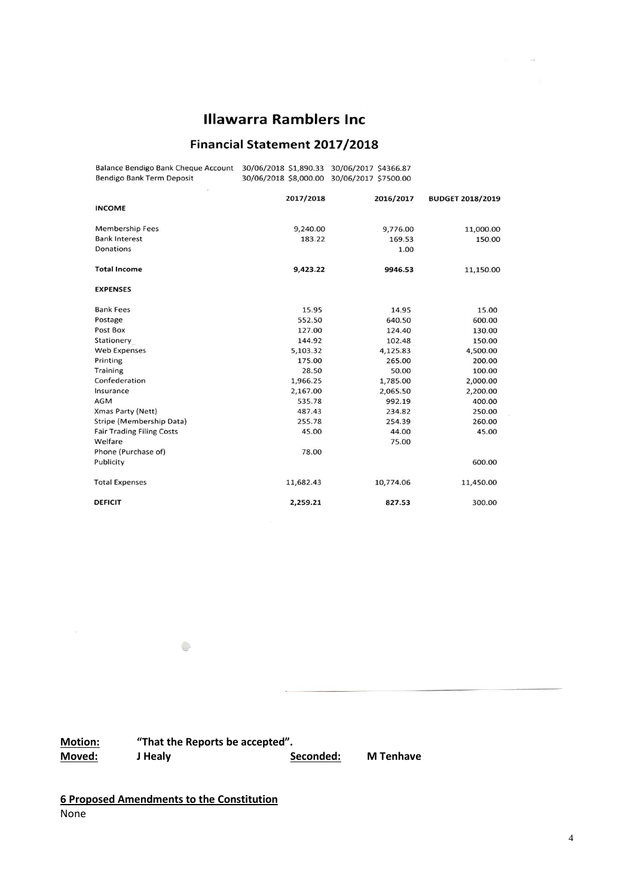# Illawarra Ramblers Inc

## Financial Statement 2017/2018

| | | |
|---|---|---|
| Balance Bendigo Bank Cheque Account | 30/06/2018 $1,890.33 | 30/06/2017 $4366.87 |
| Bendigo Bank Term Deposit | 30/06/2018 $8,000.00 | 30/06/2017 $7500.00 |

| | 2017/2018 | 2016/2017 | BUDGET 2018/2019 |
|---|---|---|---|
| **INCOME** | | | |
| Membership Fees | 9,240.00 | 9,776.00 | 11,000.00 |
| Bank Interest | 183.22 | 169.53 | 150.00 |
| Donations | | 1.00 | |
| **Total Income** | **9,423.22** | **9946.53** | 11,150.00 |
| **EXPENSES** | | | |
| Bank Fees | 15.95 | 14.95 | 15.00 |
| Postage | 552.50 | 640.50 | 600.00 |
| Post Box | 127.00 | 124.40 | 130.00 |
| Stationery | 144.92 | 102.48 | 150.00 |
| Web Expenses | 5,103.32 | 4,125.83 | 4,500.00 |
| Printing | 175.00 | 265.00 | 200.00 |
| Training | 28.50 | 50.00 | 100.00 |
| Confederation | 1,966.25 | 1,785.00 | 2,000.00 |
| Insurance | 2,167.00 | 2,065.50 | 2,200.00 |
| AGM | 535.78 | 992.19 | 400.00 |
| Xmas Party (Nett) | 487.43 | 234.82 | 250.00 |
| Stripe (Membership Data) | 255.78 | 254.39 | 260.00 |
| Fair Trading Filing Costs | 45.00 | 44.00 | 45.00 |
| Welfare | | 75.00 | |
| Phone (Purchase of) | 78.00 | | |
| Publicity | | | 600.00 |
| Total Expenses | 11,682.43 | 10,774.06 | 11,450.00 |
| **DEFICIT** | **2,259.21** | **827.53** | 300.00 |

**Motion:** **"That the Reports be accepted".**

**Moved:** **J Healy** **Seconded:** **M Tenhave**

**6 Proposed Amendments to the Constitution**

None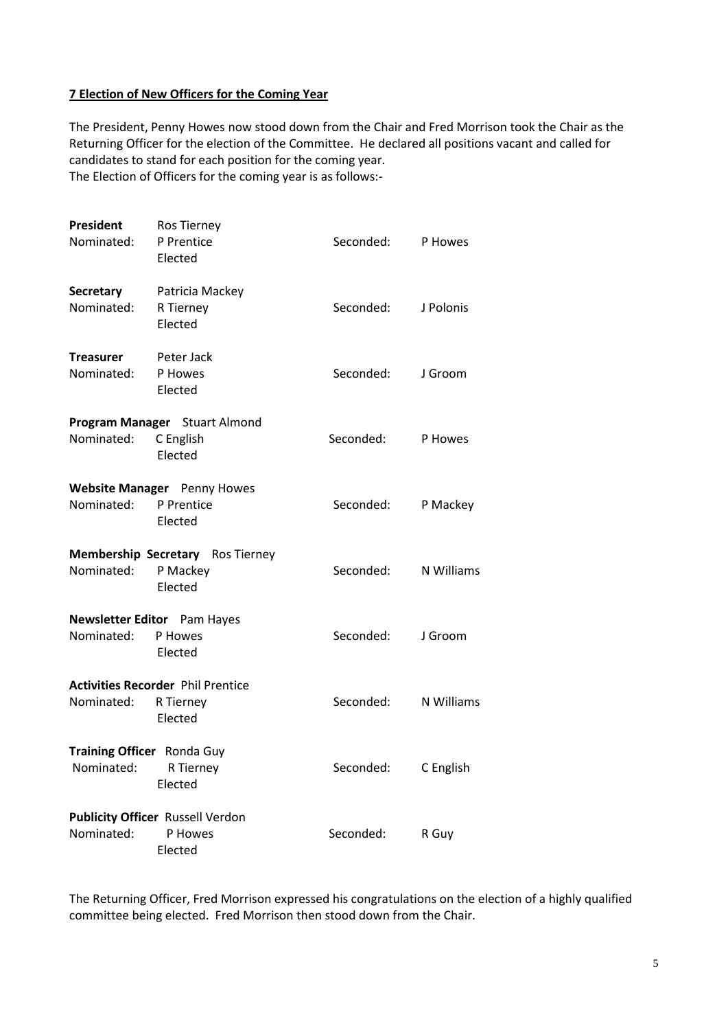**7 Election of New Officers for the Coming Year**

The President, Penny Howes now stood down from the Chair and Fred Morrison took the Chair as the Returning Officer for the election of the Committee. He declared all positions vacant and called for candidates to stand for each position for the coming year.
The Election of Officers for the coming year is as follows:-

**President** Ros Tierney
Nominated: P Prentice Seconded: P Howes
Elected

**Secretary** Patricia Mackey
Nominated: R Tierney Seconded: J Polonis
Elected

**Treasurer** Peter Jack
Nominated: P Howes Seconded: J Groom
Elected

**Program Manager** Stuart Almond
Nominated: C English Seconded: P Howes
Elected

**Website Manager** Penny Howes
Nominated: P Prentice Seconded: P Mackey
Elected

**Membership Secretary** Ros Tierney
Nominated: P Mackey Seconded: N Williams
Elected

**Newsletter Editor** Pam Hayes
Nominated: P Howes Seconded: J Groom
Elected

**Activities Recorder** Phil Prentice
Nominated: R Tierney Seconded: N Williams
Elected

**Training Officer** Ronda Guy
Nominated: R Tierney Seconded: C English
Elected

**Publicity Officer** Russell Verdon
Nominated: P Howes Seconded: R Guy
Elected

The Returning Officer, Fred Morrison expressed his congratulations on the election of a highly qualified committee being elected. Fred Morrison then stood down from the Chair.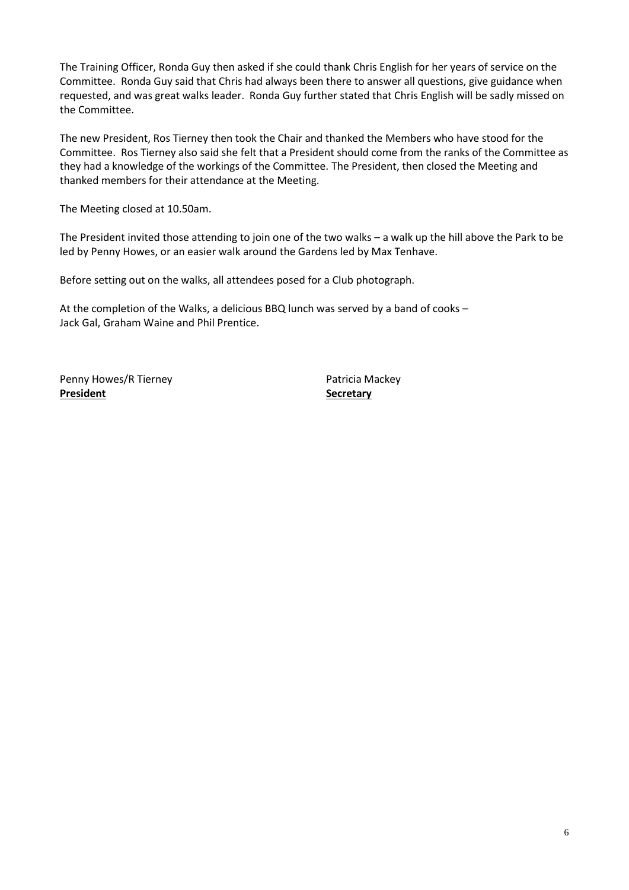The Training Officer, Ronda Guy then asked if she could thank Chris English for her years of service on the Committee. Ronda Guy said that Chris had always been there to answer all questions, give guidance when requested, and was great walks leader. Ronda Guy further stated that Chris English will be sadly missed on the Committee.

The new President, Ros Tierney then took the Chair and thanked the Members who have stood for the Committee. Ros Tierney also said she felt that a President should come from the ranks of the Committee as they had a knowledge of the workings of the Committee. The President, then closed the Meeting and thanked members for their attendance at the Meeting.

The Meeting closed at 10.50am.

The President invited those attending to join one of the two walks – a walk up the hill above the Park to be led by Penny Howes, or an easier walk around the Gardens led by Max Tenhave.

Before setting out on the walks, all attendees posed for a Club photograph.

At the completion of the Walks, a delicious BBQ lunch was served by a band of cooks –
Jack Gal, Graham Waine and Phil Prentice.

| | |
|---|---|
| Penny Howes/R Tierney | Patricia Mackey |
| **President** | **Secretary** |